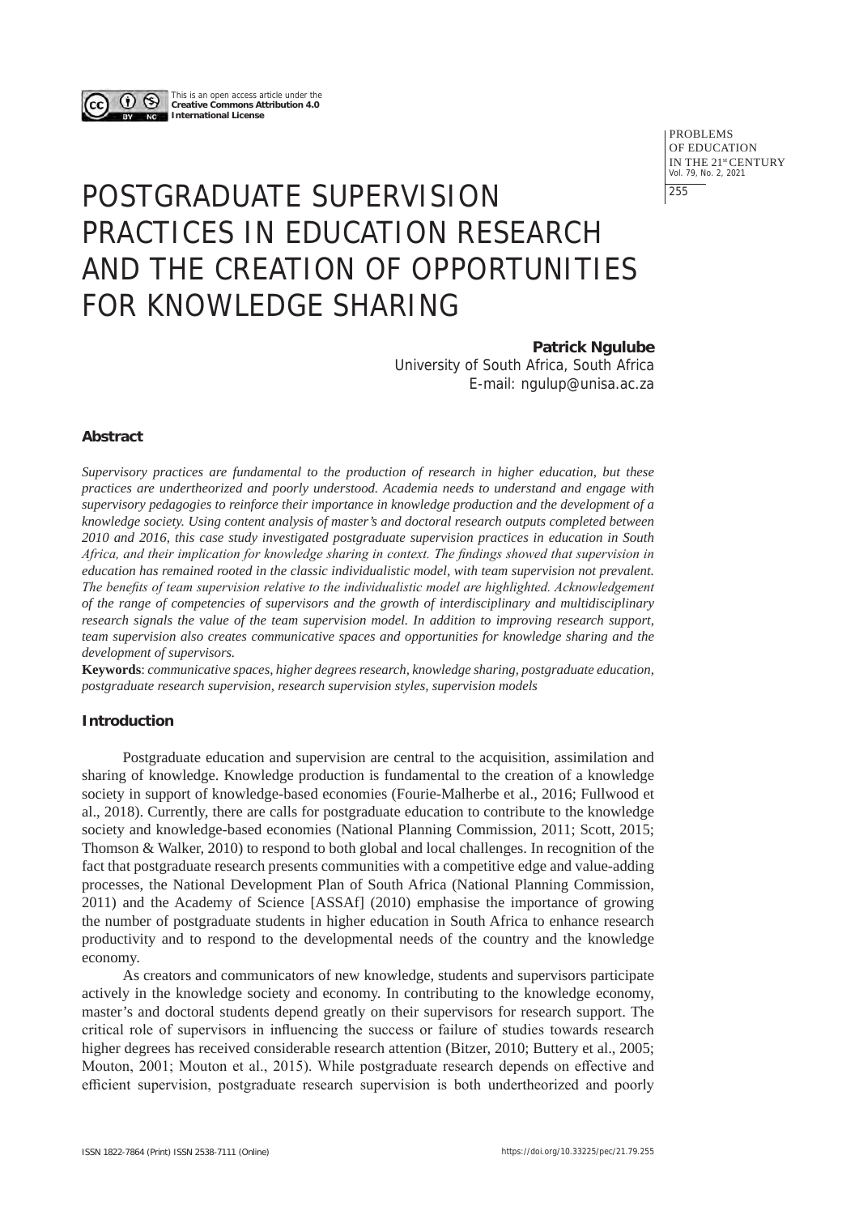This is an open access article under the **Creative Commons Attribution 4.0 International License**

# POSTGRADUATE SUPERVISION PRACTICES IN EDUCATION RESEARCH AND THE CREATION OF OPPORTUNITIES FOR KNOWLEDGE SHARING

**Patrick Ngulube**
University of South Africa, South Africa
E-mail: ngulup@unisa.ac.za

### Abstract

*Supervisory practices are fundamental to the production of research in higher education, but these practices are undertheorized and poorly understood. Academia needs to understand and engage with supervisory pedagogies to reinforce their importance in knowledge production and the development of a knowledge society. Using content analysis of master's and doctoral research outputs completed between 2010 and 2016, this case study investigated postgraduate supervision practices in education in South Africa, and their implication for knowledge sharing in context. The findings showed that supervision in education has remained rooted in the classic individualistic model, with team supervision not prevalent. The benefits of team supervision relative to the individualistic model are highlighted. Acknowledgement of the range of competencies of supervisors and the growth of interdisciplinary and multidisciplinary research signals the value of the team supervision model. In addition to improving research support, team supervision also creates communicative spaces and opportunities for knowledge sharing and the development of supervisors.*

**Keywords**: *communicative spaces, higher degrees research, knowledge sharing, postgraduate education, postgraduate research supervision, research supervision styles, supervision models*

### Introduction

Postgraduate education and supervision are central to the acquisition, assimilation and sharing of knowledge. Knowledge production is fundamental to the creation of a knowledge society in support of knowledge-based economies (Fourie-Malherbe et al., 2016; Fullwood et al., 2018). Currently, there are calls for postgraduate education to contribute to the knowledge society and knowledge-based economies (National Planning Commission, 2011; Scott, 2015; Thomson & Walker, 2010) to respond to both global and local challenges. In recognition of the fact that postgraduate research presents communities with a competitive edge and value-adding processes, the National Development Plan of South Africa (National Planning Commission, 2011) and the Academy of Science [ASSAf] (2010) emphasise the importance of growing the number of postgraduate students in higher education in South Africa to enhance research productivity and to respond to the developmental needs of the country and the knowledge economy.

As creators and communicators of new knowledge, students and supervisors participate actively in the knowledge society and economy. In contributing to the knowledge economy, master's and doctoral students depend greatly on their supervisors for research support. The critical role of supervisors in influencing the success or failure of studies towards research higher degrees has received considerable research attention (Bitzer, 2010; Buttery et al., 2005; Mouton, 2001; Mouton et al., 2015). While postgraduate research depends on effective and efficient supervision, postgraduate research supervision is both undertheorized and poorly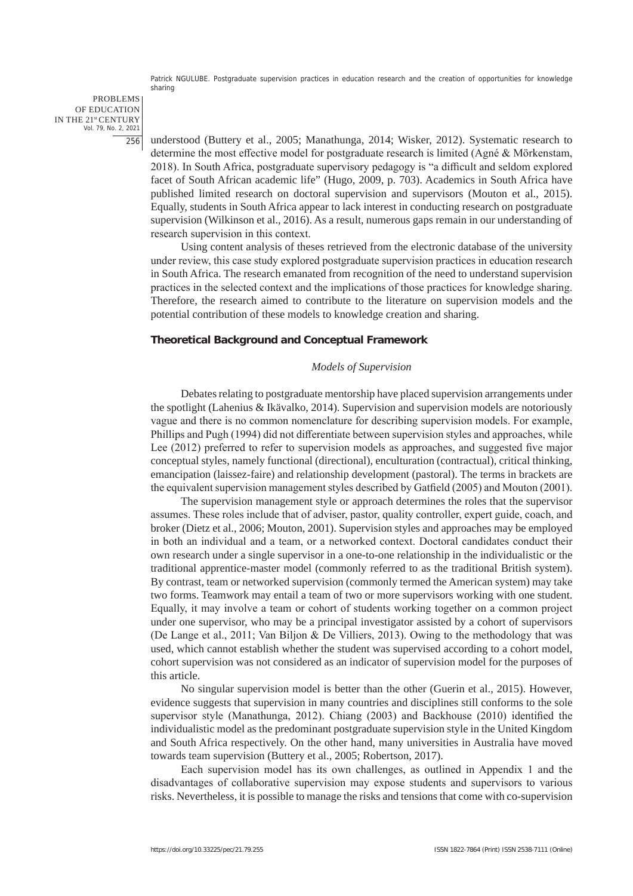understood (Buttery et al., 2005; Manathunga, 2014; Wisker, 2012). Systematic research to determine the most effective model for postgraduate research is limited (Agné & Mörkenstam, 2018). In South Africa, postgraduate supervisory pedagogy is "a difficult and seldom explored facet of South African academic life" (Hugo, 2009, p. 703). Academics in South Africa have published limited research on doctoral supervision and supervisors (Mouton et al., 2015). Equally, students in South Africa appear to lack interest in conducting research on postgraduate supervision (Wilkinson et al., 2016). As a result, numerous gaps remain in our understanding of research supervision in this context.

Using content analysis of theses retrieved from the electronic database of the university under review, this case study explored postgraduate supervision practices in education research in South Africa. The research emanated from recognition of the need to understand supervision practices in the selected context and the implications of those practices for knowledge sharing. Therefore, the research aimed to contribute to the literature on supervision models and the potential contribution of these models to knowledge creation and sharing.

## Theoretical Background and Conceptual Framework

### *Models of Supervision*

Debates relating to postgraduate mentorship have placed supervision arrangements under the spotlight (Lahenius & Ikävalko, 2014). Supervision and supervision models are notoriously vague and there is no common nomenclature for describing supervision models. For example, Phillips and Pugh (1994) did not differentiate between supervision styles and approaches, while Lee (2012) preferred to refer to supervision models as approaches, and suggested five major conceptual styles, namely functional (directional), enculturation (contractual), critical thinking, emancipation (laissez-faire) and relationship development (pastoral). The terms in brackets are the equivalent supervision management styles described by Gatfield (2005) and Mouton (2001).

The supervision management style or approach determines the roles that the supervisor assumes. These roles include that of adviser, pastor, quality controller, expert guide, coach, and broker (Dietz et al., 2006; Mouton, 2001). Supervision styles and approaches may be employed in both an individual and a team, or a networked context. Doctoral candidates conduct their own research under a single supervisor in a one-to-one relationship in the individualistic or the traditional apprentice-master model (commonly referred to as the traditional British system). By contrast, team or networked supervision (commonly termed the American system) may take two forms. Teamwork may entail a team of two or more supervisors working with one student. Equally, it may involve a team or cohort of students working together on a common project under one supervisor, who may be a principal investigator assisted by a cohort of supervisors (De Lange et al., 2011; Van Biljon & De Villiers, 2013). Owing to the methodology that was used, which cannot establish whether the student was supervised according to a cohort model, cohort supervision was not considered as an indicator of supervision model for the purposes of this article.

No singular supervision model is better than the other (Guerin et al., 2015). However, evidence suggests that supervision in many countries and disciplines still conforms to the sole supervisor style (Manathunga, 2012). Chiang (2003) and Backhouse (2010) identified the individualistic model as the predominant postgraduate supervision style in the United Kingdom and South Africa respectively. On the other hand, many universities in Australia have moved towards team supervision (Buttery et al., 2005; Robertson, 2017).

Each supervision model has its own challenges, as outlined in Appendix 1 and the disadvantages of collaborative supervision may expose students and supervisors to various risks. Nevertheless, it is possible to manage the risks and tensions that come with co-supervision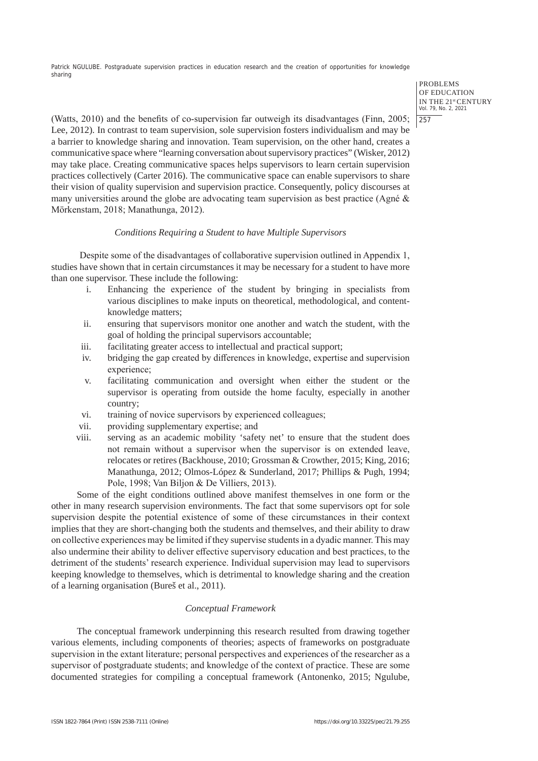(Watts, 2010) and the benefits of co-supervision far outweigh its disadvantages (Finn, 2005; Lee, 2012). In contrast to team supervision, sole supervision fosters individualism and may be a barrier to knowledge sharing and innovation. Team supervision, on the other hand, creates a communicative space where "learning conversation about supervisory practices" (Wisker, 2012) may take place. Creating communicative spaces helps supervisors to learn certain supervision practices collectively (Carter 2016). The communicative space can enable supervisors to share their vision of quality supervision and supervision practice. Consequently, policy discourses at many universities around the globe are advocating team supervision as best practice (Agné & Mörkenstam, 2018; Manathunga, 2012).

### *Conditions Requiring a Student to have Multiple Supervisors*

Despite some of the disadvantages of collaborative supervision outlined in Appendix 1, studies have shown that in certain circumstances it may be necessary for a student to have more than one supervisor. These include the following:

i. Enhancing the experience of the student by bringing in specialists from various disciplines to make inputs on theoretical, methodological, and content-knowledge matters;
ii. ensuring that supervisors monitor one another and watch the student, with the goal of holding the principal supervisors accountable;
iii. facilitating greater access to intellectual and practical support;
iv. bridging the gap created by differences in knowledge, expertise and supervision experience;
v. facilitating communication and oversight when either the student or the supervisor is operating from outside the home faculty, especially in another country;
vi. training of novice supervisors by experienced colleagues;
vii. providing supplementary expertise; and
viii. serving as an academic mobility 'safety net' to ensure that the student does not remain without a supervisor when the supervisor is on extended leave, relocates or retires (Backhouse, 2010; Grossman & Crowther, 2015; King, 2016; Manathunga, 2012; Olmos-López & Sunderland, 2017; Phillips & Pugh, 1994; Pole, 1998; Van Biljon & De Villiers, 2013).

Some of the eight conditions outlined above manifest themselves in one form or the other in many research supervision environments. The fact that some supervisors opt for sole supervision despite the potential existence of some of these circumstances in their context implies that they are short-changing both the students and themselves, and their ability to draw on collective experiences may be limited if they supervise students in a dyadic manner. This may also undermine their ability to deliver effective supervisory education and best practices, to the detriment of the students' research experience. Individual supervision may lead to supervisors keeping knowledge to themselves, which is detrimental to knowledge sharing and the creation of a learning organisation (Bureš et al., 2011).

### *Conceptual Framework*

The conceptual framework underpinning this research resulted from drawing together various elements, including components of theories; aspects of frameworks on postgraduate supervision in the extant literature; personal perspectives and experiences of the researcher as a supervisor of postgraduate students; and knowledge of the context of practice. These are some documented strategies for compiling a conceptual framework (Antonenko, 2015; Ngulube,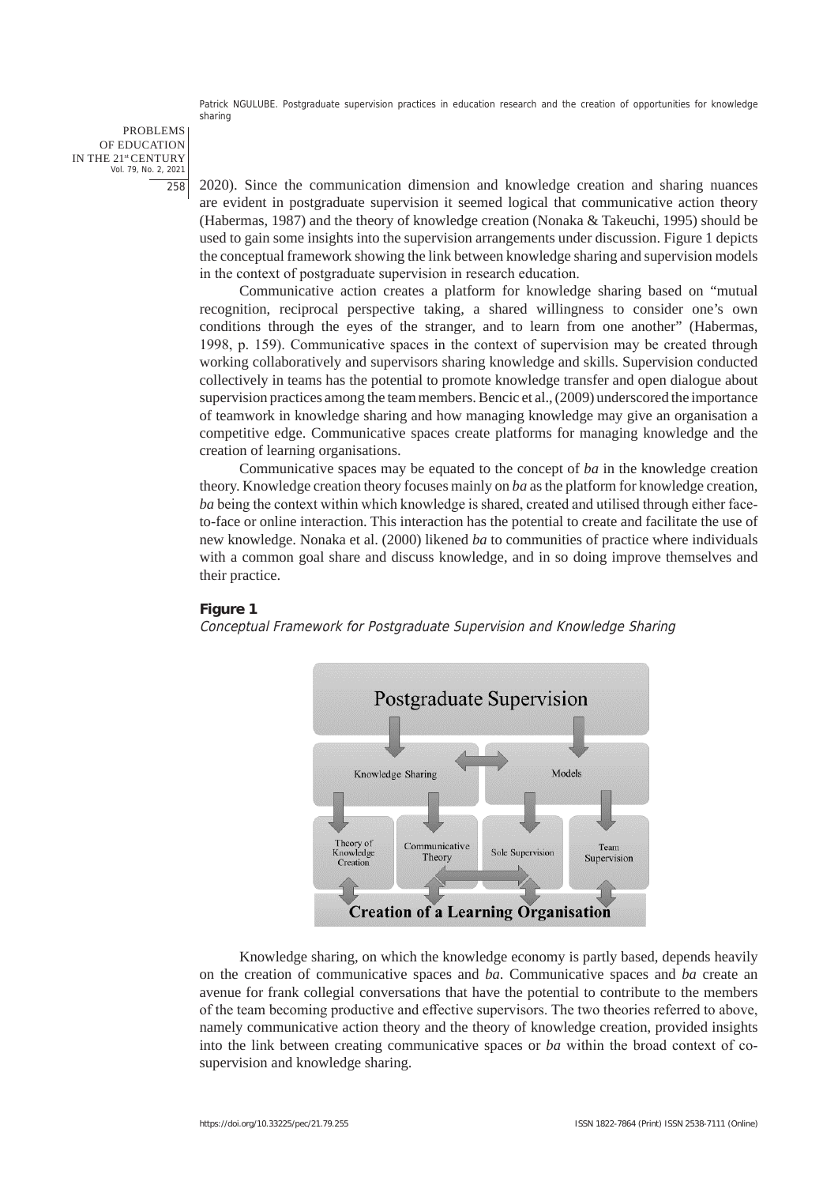2020). Since the communication dimension and knowledge creation and sharing nuances are evident in postgraduate supervision it seemed logical that communicative action theory (Habermas, 1987) and the theory of knowledge creation (Nonaka & Takeuchi, 1995) should be used to gain some insights into the supervision arrangements under discussion. Figure 1 depicts the conceptual framework showing the link between knowledge sharing and supervision models in the context of postgraduate supervision in research education.

Communicative action creates a platform for knowledge sharing based on "mutual recognition, reciprocal perspective taking, a shared willingness to consider one's own conditions through the eyes of the stranger, and to learn from one another" (Habermas, 1998, p. 159). Communicative spaces in the context of supervision may be created through working collaboratively and supervisors sharing knowledge and skills. Supervision conducted collectively in teams has the potential to promote knowledge transfer and open dialogue about supervision practices among the team members. Bencic et al., (2009) underscored the importance of teamwork in knowledge sharing and how managing knowledge may give an organisation a competitive edge. Communicative spaces create platforms for managing knowledge and the creation of learning organisations.

Communicative spaces may be equated to the concept of *ba* in the knowledge creation theory. Knowledge creation theory focuses mainly on *ba* as the platform for knowledge creation, *ba* being the context within which knowledge is shared, created and utilised through either face-to-face or online interaction. This interaction has the potential to create and facilitate the use of new knowledge. Nonaka et al. (2000) likened *ba* to communities of practice where individuals with a common goal share and discuss knowledge, and in so doing improve themselves and their practice.

**Figure 1**

*Conceptual Framework for Postgraduate Supervision and Knowledge Sharing*

Postgraduate Supervision

Knowledge Sharing | Models

Theory of Knowledge Creation | Communicative Theory | Sole Supervision | Team Supervision

**Creation of a Learning Organisation**

Knowledge sharing, on which the knowledge economy is partly based, depends heavily on the creation of communicative spaces and *ba*. Communicative spaces and *ba* create an avenue for frank collegial conversations that have the potential to contribute to the members of the team becoming productive and effective supervisors. The two theories referred to above, namely communicative action theory and the theory of knowledge creation, provided insights into the link between creating communicative spaces or *ba* within the broad context of co-supervision and knowledge sharing.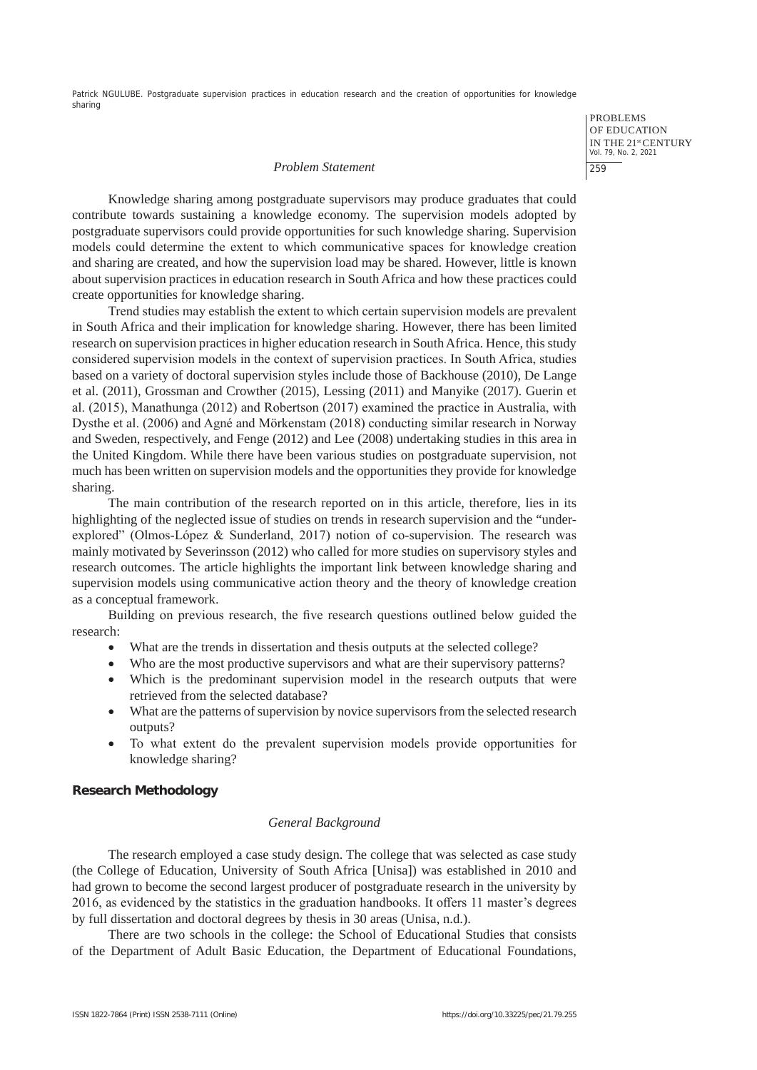### *Problem Statement*

Knowledge sharing among postgraduate supervisors may produce graduates that could contribute towards sustaining a knowledge economy. The supervision models adopted by postgraduate supervisors could provide opportunities for such knowledge sharing. Supervision models could determine the extent to which communicative spaces for knowledge creation and sharing are created, and how the supervision load may be shared. However, little is known about supervision practices in education research in South Africa and how these practices could create opportunities for knowledge sharing.

Trend studies may establish the extent to which certain supervision models are prevalent in South Africa and their implication for knowledge sharing. However, there has been limited research on supervision practices in higher education research in South Africa. Hence, this study considered supervision models in the context of supervision practices. In South Africa, studies based on a variety of doctoral supervision styles include those of Backhouse (2010), De Lange et al. (2011), Grossman and Crowther (2015), Lessing (2011) and Manyike (2017). Guerin et al. (2015), Manathunga (2012) and Robertson (2017) examined the practice in Australia, with Dysthe et al. (2006) and Agné and Mörkenstam (2018) conducting similar research in Norway and Sweden, respectively, and Fenge (2012) and Lee (2008) undertaking studies in this area in the United Kingdom. While there have been various studies on postgraduate supervision, not much has been written on supervision models and the opportunities they provide for knowledge sharing.

The main contribution of the research reported on in this article, therefore, lies in its highlighting of the neglected issue of studies on trends in research supervision and the "under-explored" (Olmos-López & Sunderland, 2017) notion of co-supervision. The research was mainly motivated by Severinsson (2012) who called for more studies on supervisory styles and research outcomes. The article highlights the important link between knowledge sharing and supervision models using communicative action theory and the theory of knowledge creation as a conceptual framework.

Building on previous research, the five research questions outlined below guided the research:

- What are the trends in dissertation and thesis outputs at the selected college?
- Who are the most productive supervisors and what are their supervisory patterns?
- Which is the predominant supervision model in the research outputs that were retrieved from the selected database?
- What are the patterns of supervision by novice supervisors from the selected research outputs?
- To what extent do the prevalent supervision models provide opportunities for knowledge sharing?

## Research Methodology

### *General Background*

The research employed a case study design. The college that was selected as case study (the College of Education, University of South Africa [Unisa]) was established in 2010 and had grown to become the second largest producer of postgraduate research in the university by 2016, as evidenced by the statistics in the graduation handbooks. It offers 11 master's degrees by full dissertation and doctoral degrees by thesis in 30 areas (Unisa, n.d.).

There are two schools in the college: the School of Educational Studies that consists of the Department of Adult Basic Education, the Department of Educational Foundations,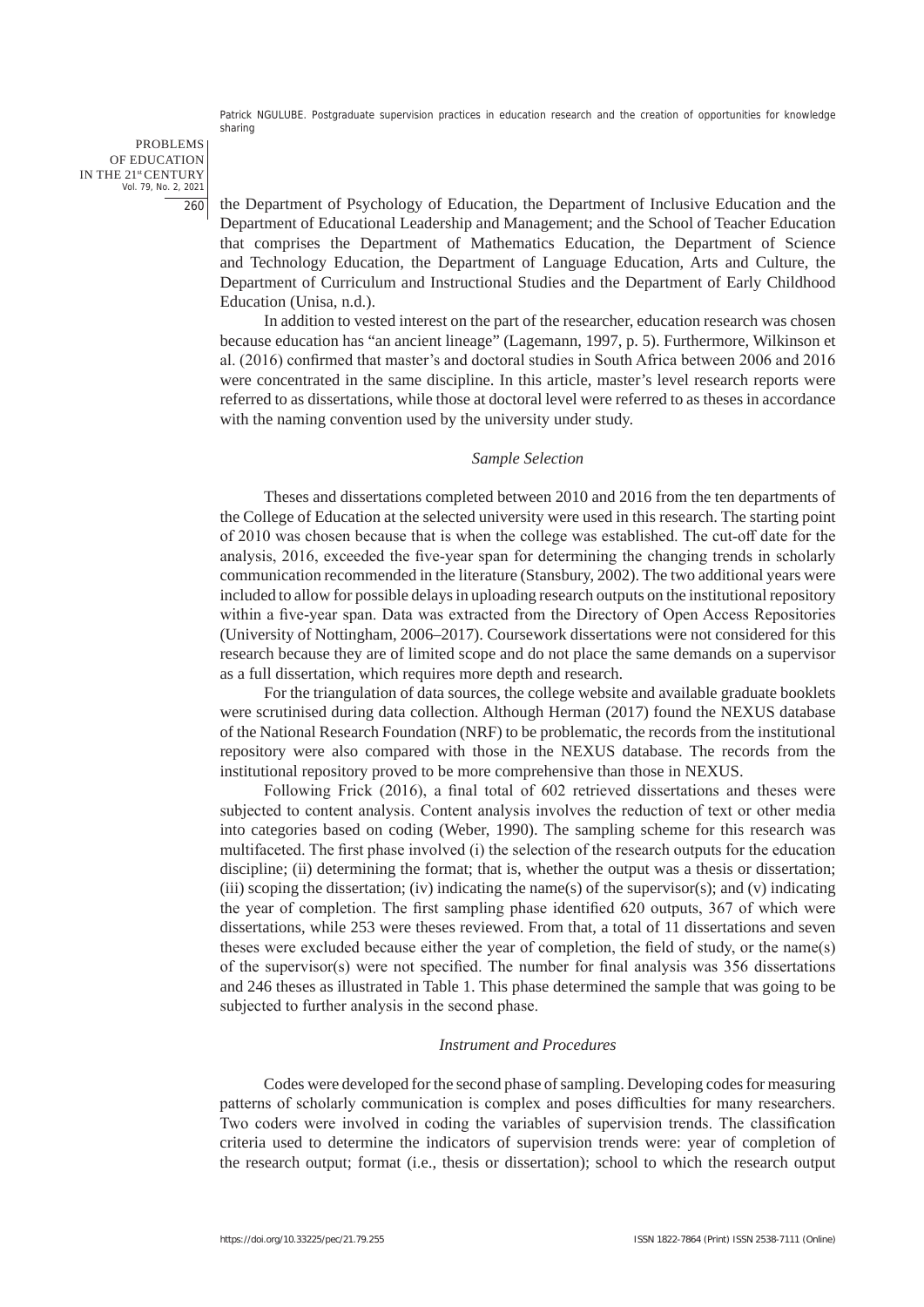the Department of Psychology of Education, the Department of Inclusive Education and the Department of Educational Leadership and Management; and the School of Teacher Education that comprises the Department of Mathematics Education, the Department of Science and Technology Education, the Department of Language Education, Arts and Culture, the Department of Curriculum and Instructional Studies and the Department of Early Childhood Education (Unisa, n.d.).

In addition to vested interest on the part of the researcher, education research was chosen because education has "an ancient lineage" (Lagemann, 1997, p. 5). Furthermore, Wilkinson et al. (2016) confirmed that master's and doctoral studies in South Africa between 2006 and 2016 were concentrated in the same discipline. In this article, master's level research reports were referred to as dissertations, while those at doctoral level were referred to as theses in accordance with the naming convention used by the university under study.

### *Sample Selection*

Theses and dissertations completed between 2010 and 2016 from the ten departments of the College of Education at the selected university were used in this research. The starting point of 2010 was chosen because that is when the college was established. The cut-off date for the analysis, 2016, exceeded the five-year span for determining the changing trends in scholarly communication recommended in the literature (Stansbury, 2002). The two additional years were included to allow for possible delays in uploading research outputs on the institutional repository within a five-year span. Data was extracted from the Directory of Open Access Repositories (University of Nottingham, 2006–2017). Coursework dissertations were not considered for this research because they are of limited scope and do not place the same demands on a supervisor as a full dissertation, which requires more depth and research.

For the triangulation of data sources, the college website and available graduate booklets were scrutinised during data collection. Although Herman (2017) found the NEXUS database of the National Research Foundation (NRF) to be problematic, the records from the institutional repository were also compared with those in the NEXUS database. The records from the institutional repository proved to be more comprehensive than those in NEXUS.

Following Frick (2016), a final total of 602 retrieved dissertations and theses were subjected to content analysis. Content analysis involves the reduction of text or other media into categories based on coding (Weber, 1990). The sampling scheme for this research was multifaceted. The first phase involved (i) the selection of the research outputs for the education discipline; (ii) determining the format; that is, whether the output was a thesis or dissertation; (iii) scoping the dissertation; (iv) indicating the name(s) of the supervisor(s); and (v) indicating the year of completion. The first sampling phase identified 620 outputs, 367 of which were dissertations, while 253 were theses reviewed. From that, a total of 11 dissertations and seven theses were excluded because either the year of completion, the field of study, or the name(s) of the supervisor(s) were not specified. The number for final analysis was 356 dissertations and 246 theses as illustrated in Table 1. This phase determined the sample that was going to be subjected to further analysis in the second phase.

### *Instrument and Procedures*

Codes were developed for the second phase of sampling. Developing codes for measuring patterns of scholarly communication is complex and poses difficulties for many researchers. Two coders were involved in coding the variables of supervision trends. The classification criteria used to determine the indicators of supervision trends were: year of completion of the research output; format (i.e., thesis or dissertation); school to which the research output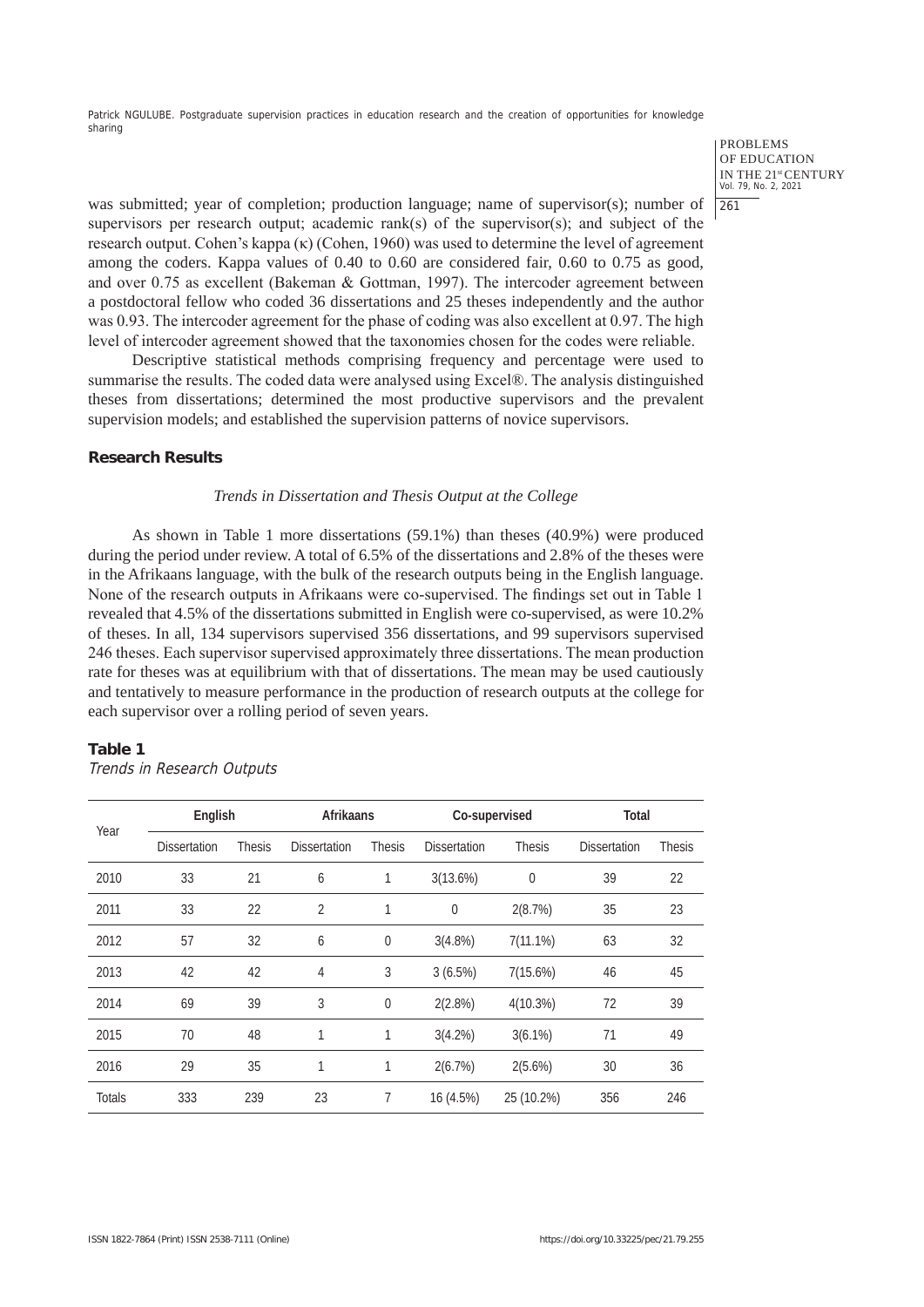was submitted; year of completion; production language; name of supervisor(s); number of supervisors per research output; academic rank(s) of the supervisor(s); and subject of the research output. Cohen's kappa (κ) (Cohen, 1960) was used to determine the level of agreement among the coders. Kappa values of 0.40 to 0.60 are considered fair, 0.60 to 0.75 as good, and over 0.75 as excellent (Bakeman & Gottman, 1997). The intercoder agreement between a postdoctoral fellow who coded 36 dissertations and 25 theses independently and the author was 0.93. The intercoder agreement for the phase of coding was also excellent at 0.97. The high level of intercoder agreement showed that the taxonomies chosen for the codes were reliable.

Descriptive statistical methods comprising frequency and percentage were used to summarise the results. The coded data were analysed using Excel®. The analysis distinguished theses from dissertations; determined the most productive supervisors and the prevalent supervision models; and established the supervision patterns of novice supervisors.

## Research Results

### *Trends in Dissertation and Thesis Output at the College*

As shown in Table 1 more dissertations (59.1%) than theses (40.9%) were produced during the period under review. A total of 6.5% of the dissertations and 2.8% of the theses were in the Afrikaans language, with the bulk of the research outputs being in the English language. None of the research outputs in Afrikaans were co-supervised. The findings set out in Table 1 revealed that 4.5% of the dissertations submitted in English were co-supervised, as were 10.2% of theses. In all, 134 supervisors supervised 356 dissertations, and 99 supervisors supervised 246 theses. Each supervisor supervised approximately three dissertations. The mean production rate for theses was at equilibrium with that of dissertations. The mean may be used cautiously and tentatively to measure performance in the production of research outputs at the college for each supervisor over a rolling period of seven years.

**Table 1**
*Trends in Research Outputs*

| Year | English | | Afrikaans | | Co-supervised | | Total | |
|---|---|---|---|---|---|---|---|---|
| | Dissertation | Thesis | Dissertation | Thesis | Dissertation | Thesis | Dissertation | Thesis |
| 2010 | 33 | 21 | 6 | 1 | 3(13.6%) | 0 | 39 | 22 |
| 2011 | 33 | 22 | 2 | 1 | 0 | 2(8.7%) | 35 | 23 |
| 2012 | 57 | 32 | 6 | 0 | 3(4.8%) | 7(11.1%) | 63 | 32 |
| 2013 | 42 | 42 | 4 | 3 | 3 (6.5%) | 7(15.6%) | 46 | 45 |
| 2014 | 69 | 39 | 3 | 0 | 2(2.8%) | 4(10.3%) | 72 | 39 |
| 2015 | 70 | 48 | 1 | 1 | 3(4.2%) | 3(6.1%) | 71 | 49 |
| 2016 | 29 | 35 | 1 | 1 | 2(6.7%) | 2(5.6%) | 30 | 36 |
| Totals | 333 | 239 | 23 | 7 | 16 (4.5%) | 25 (10.2%) | 356 | 246 |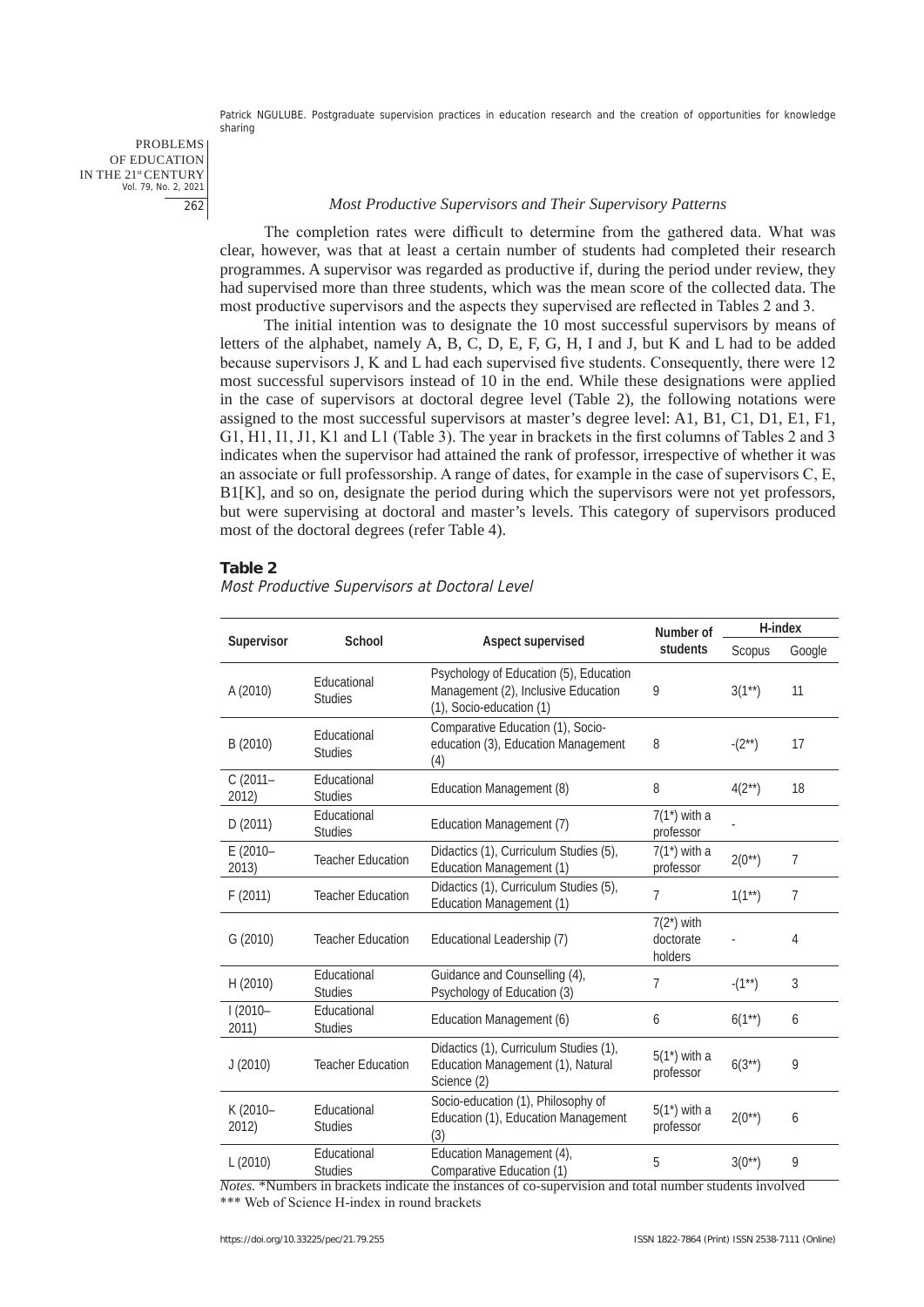### *Most Productive Supervisors and Their Supervisory Patterns*

The completion rates were difficult to determine from the gathered data. What was clear, however, was that at least a certain number of students had completed their research programmes. A supervisor was regarded as productive if, during the period under review, they had supervised more than three students, which was the mean score of the collected data. The most productive supervisors and the aspects they supervised are reflected in Tables 2 and 3.

The initial intention was to designate the 10 most successful supervisors by means of letters of the alphabet, namely A, B, C, D, E, F, G, H, I and J, but K and L had to be added because supervisors J, K and L had each supervised five students. Consequently, there were 12 most successful supervisors instead of 10 in the end. While these designations were applied in the case of supervisors at doctoral degree level (Table 2), the following notations were assigned to the most successful supervisors at master's degree level: A1, B1, C1, D1, E1, F1, G1, H1, I1, J1, K1 and L1 (Table 3). The year in brackets in the first columns of Tables 2 and 3 indicates when the supervisor had attained the rank of professor, irrespective of whether it was an associate or full professorship. A range of dates, for example in the case of supervisors C, E, B1[K], and so on, designate the period during which the supervisors were not yet professors, but were supervising at doctoral and master's levels. This category of supervisors produced most of the doctoral degrees (refer Table 4).

**Table 2**

*Most Productive Supervisors at Doctoral Level*

| Supervisor | School | Aspect supervised | Number of students | H-index | |
|---|---|---|---|---|---|
| | | | | Scopus | Google |
| A (2010) | Educational Studies | Psychology of Education (5), Education Management (2), Inclusive Education (1), Socio-education (1) | 9 | 3(1**) | 11 |
| B (2010) | Educational Studies | Comparative Education (1), Socio-education (3), Education Management (4) | 8 | -(2**) | 17 |
| C (2011–2012) | Educational Studies | Education Management (8) | 8 | 4(2**) | 18 |
| D (2011) | Educational Studies | Education Management (7) | 7(1*) with a professor | - | |
| E (2010–2013) | Teacher Education | Didactics (1), Curriculum Studies (5), Education Management (1) | 7(1*) with a professor | 2(0**) | 7 |
| F (2011) | Teacher Education | Didactics (1), Curriculum Studies (5), Education Management (1) | 7 | 1(1**) | 7 |
| G (2010) | Teacher Education | Educational Leadership (7) | 7(2*) with doctorate holders | - | 4 |
| H (2010) | Educational Studies | Guidance and Counselling (4), Psychology of Education (3) | 7 | -(1**) | 3 |
| I (2010–2011) | Educational Studies | Education Management (6) | 6 | 6(1**) | 6 |
| J (2010) | Teacher Education | Didactics (1), Curriculum Studies (1), Education Management (1), Natural Science (2) | 5(1*) with a professor | 6(3**) | 9 |
| K (2010–2012) | Educational Studies | Socio-education (1), Philosophy of Education (1), Education Management (3) | 5(1*) with a professor | 2(0**) | 6 |
| L (2010) | Educational Studies | Education Management (4), Comparative Education (1) | 5 | 3(0**) | 9 |

*Notes.* *Numbers in brackets indicate the instances of co-supervision and total number students involved
*** Web of Science H-index in round brackets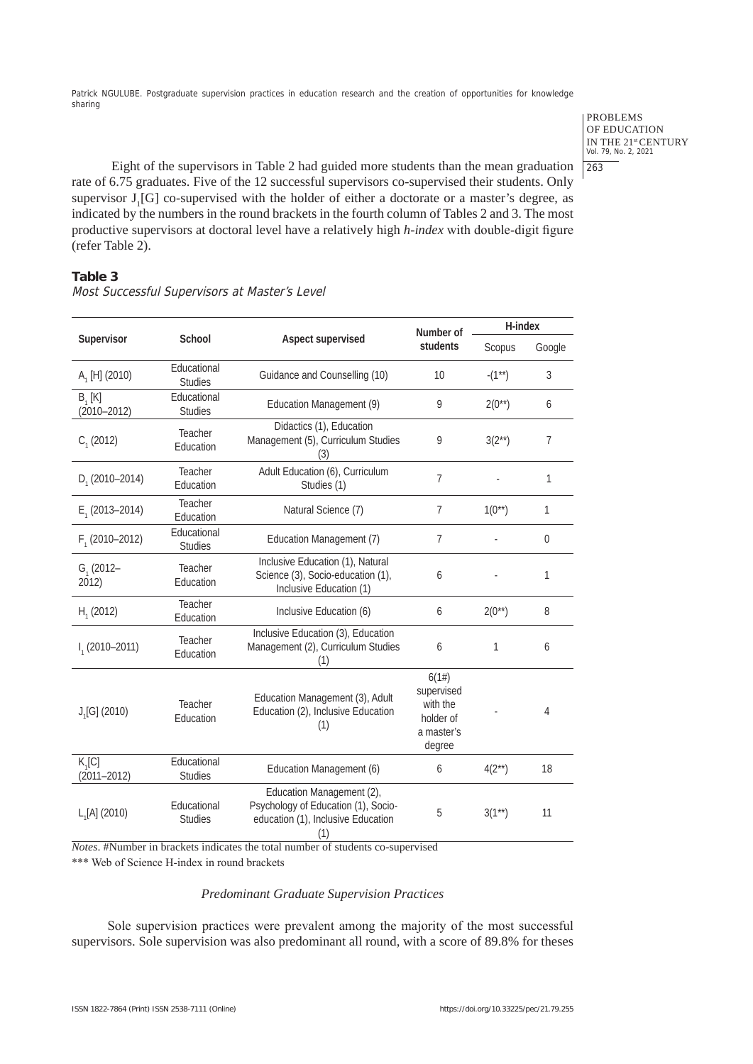Eight of the supervisors in Table 2 had guided more students than the mean graduation rate of 6.75 graduates. Five of the 12 successful supervisors co-supervised their students. Only supervisor $J_1$[G] co-supervised with the holder of either a doctorate or a master's degree, as indicated by the numbers in the round brackets in the fourth column of Tables 2 and 3. The most productive supervisors at doctoral level have a relatively high *h-index* with double-digit figure (refer Table 2).

**Table 3**

*Most Successful Supervisors at Master's Level*

| Supervisor | School | Aspect supervised | Number of students | H-index | |
|---|---|---|---|---|---|
| | | | | Scopus | Google |
| $A_1$ [H] (2010) | Educational Studies | Guidance and Counselling (10) | 10 | -(1**) | 3 |
| $B_1$ [K] (2010–2012) | Educational Studies | Education Management (9) | 9 | 2(0**) | 6 |
| $C_1$ (2012) | Teacher Education | Didactics (1), Education Management (5), Curriculum Studies (3) | 9 | 3(2**) | 7 |
| $D_1$ (2010–2014) | Teacher Education | Adult Education (6), Curriculum Studies (1) | 7 | - | 1 |
| $E_1$ (2013–2014) | Teacher Education | Natural Science (7) | 7 | 1(0**) | 1 |
| $F_1$ (2010–2012) | Educational Studies | Education Management (7) | 7 | - | 0 |
| $G_1$ (2012–2012) | Teacher Education | Inclusive Education (1), Natural Science (3), Socio-education (1), Inclusive Education (1) | 6 | - | 1 |
| $H_1$ (2012) | Teacher Education | Inclusive Education (6) | 6 | 2(0**) | 8 |
| $I_1$ (2010–2011) | Teacher Education | Inclusive Education (3), Education Management (2), Curriculum Studies (1) | 6 | 1 | 6 |
| $J_1$[G] (2010) | Teacher Education | Education Management (3), Adult Education (2), Inclusive Education (1) | 6(1#) supervised with the holder of a master's degree | - | 4 |
| $K_1$[C] (2011–2012) | Educational Studies | Education Management (6) | 6 | 4(2**) | 18 |
| $L_1$[A] (2010) | Educational Studies | Education Management (2), Psychology of Education (1), Socio-education (1), Inclusive Education (1) | 5 | 3(1**) | 11 |

*Notes*. #Number in brackets indicates the total number of students co-supervised

*** Web of Science H-index in round brackets

### *Predominant Graduate Supervision Practices*

Sole supervision practices were prevalent among the majority of the most successful supervisors. Sole supervision was also predominant all round, with a score of 89.8% for theses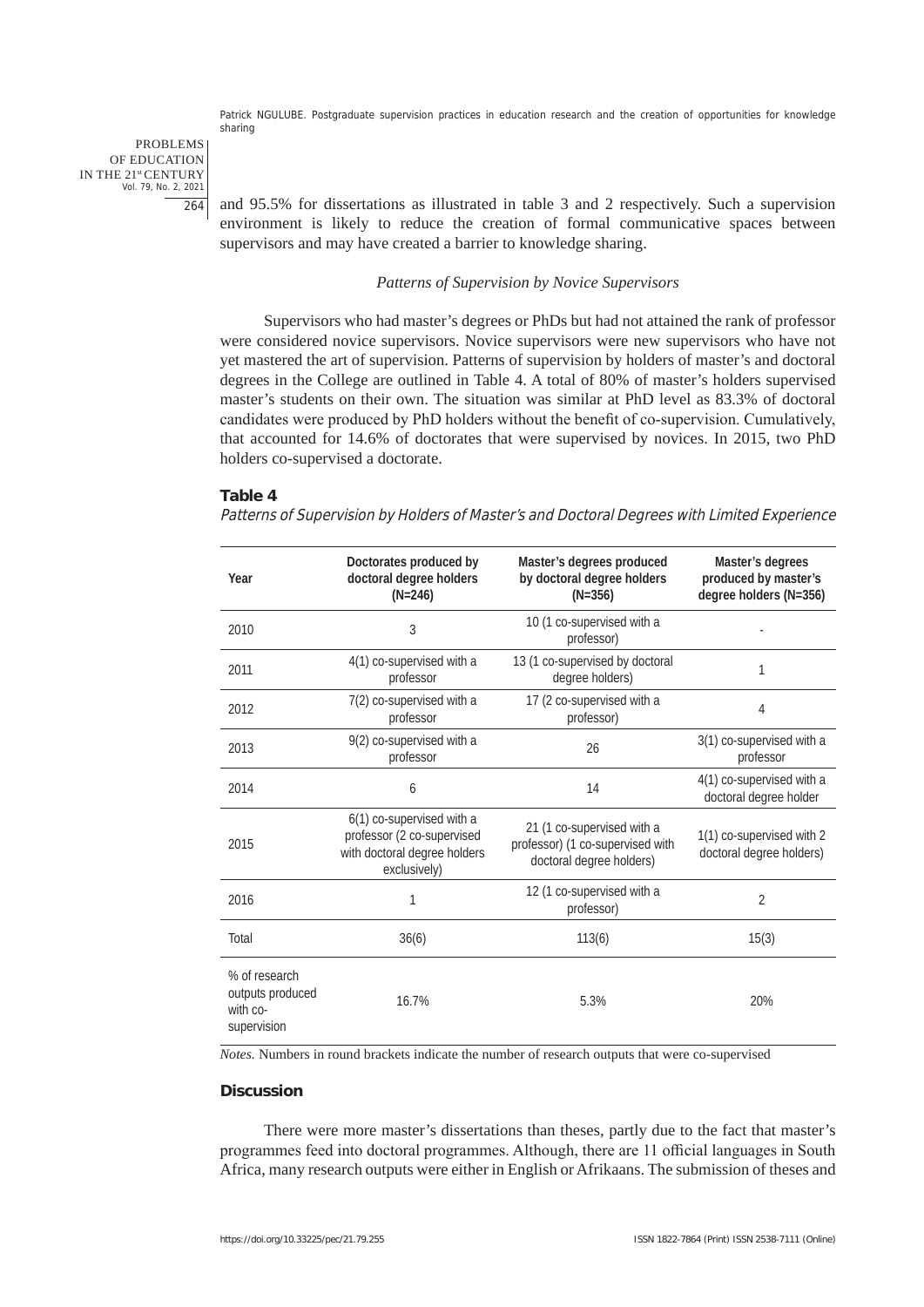and 95.5% for dissertations as illustrated in table 3 and 2 respectively. Such a supervision environment is likely to reduce the creation of formal communicative spaces between supervisors and may have created a barrier to knowledge sharing.

### *Patterns of Supervision by Novice Supervisors*

Supervisors who had master's degrees or PhDs but had not attained the rank of professor were considered novice supervisors. Novice supervisors were new supervisors who have not yet mastered the art of supervision. Patterns of supervision by holders of master's and doctoral degrees in the College are outlined in Table 4. A total of 80% of master's holders supervised master's students on their own. The situation was similar at PhD level as 83.3% of doctoral candidates were produced by PhD holders without the benefit of co-supervision. Cumulatively, that accounted for 14.6% of doctorates that were supervised by novices. In 2015, two PhD holders co-supervised a doctorate.

**Table 4**

*Patterns of Supervision by Holders of Master's and Doctoral Degrees with Limited Experience*

| Year | Doctorates produced by doctoral degree holders (N=246) | Master's degrees produced by doctoral degree holders (N=356) | Master's degrees produced by master's degree holders (N=356) |
|---|---|---|---|
| 2010 | 3 | 10 (1 co-supervised with a professor) | - |
| 2011 | 4(1) co-supervised with a professor | 13 (1 co-supervised by doctoral degree holders) | 1 |
| 2012 | 7(2) co-supervised with a professor | 17 (2 co-supervised with a professor) | 4 |
| 2013 | 9(2) co-supervised with a professor | 26 | 3(1) co-supervised with a professor |
| 2014 | 6 | 14 | 4(1) co-supervised with a doctoral degree holder |
| 2015 | 6(1) co-supervised with a professor (2 co-supervised with doctoral degree holders exclusively) | 21 (1 co-supervised with a professor) (1 co-supervised with doctoral degree holders) | 1(1) co-supervised with 2 doctoral degree holders) |
| 2016 | 1 | 12 (1 co-supervised with a professor) | 2 |
| Total | 36(6) | 113(6) | 15(3) |
| % of research outputs produced with co-supervision | 16.7% | 5.3% | 20% |

*Notes.* Numbers in round brackets indicate the number of research outputs that were co-supervised

## Discussion

There were more master's dissertations than theses, partly due to the fact that master's programmes feed into doctoral programmes. Although, there are 11 official languages in South Africa, many research outputs were either in English or Afrikaans. The submission of theses and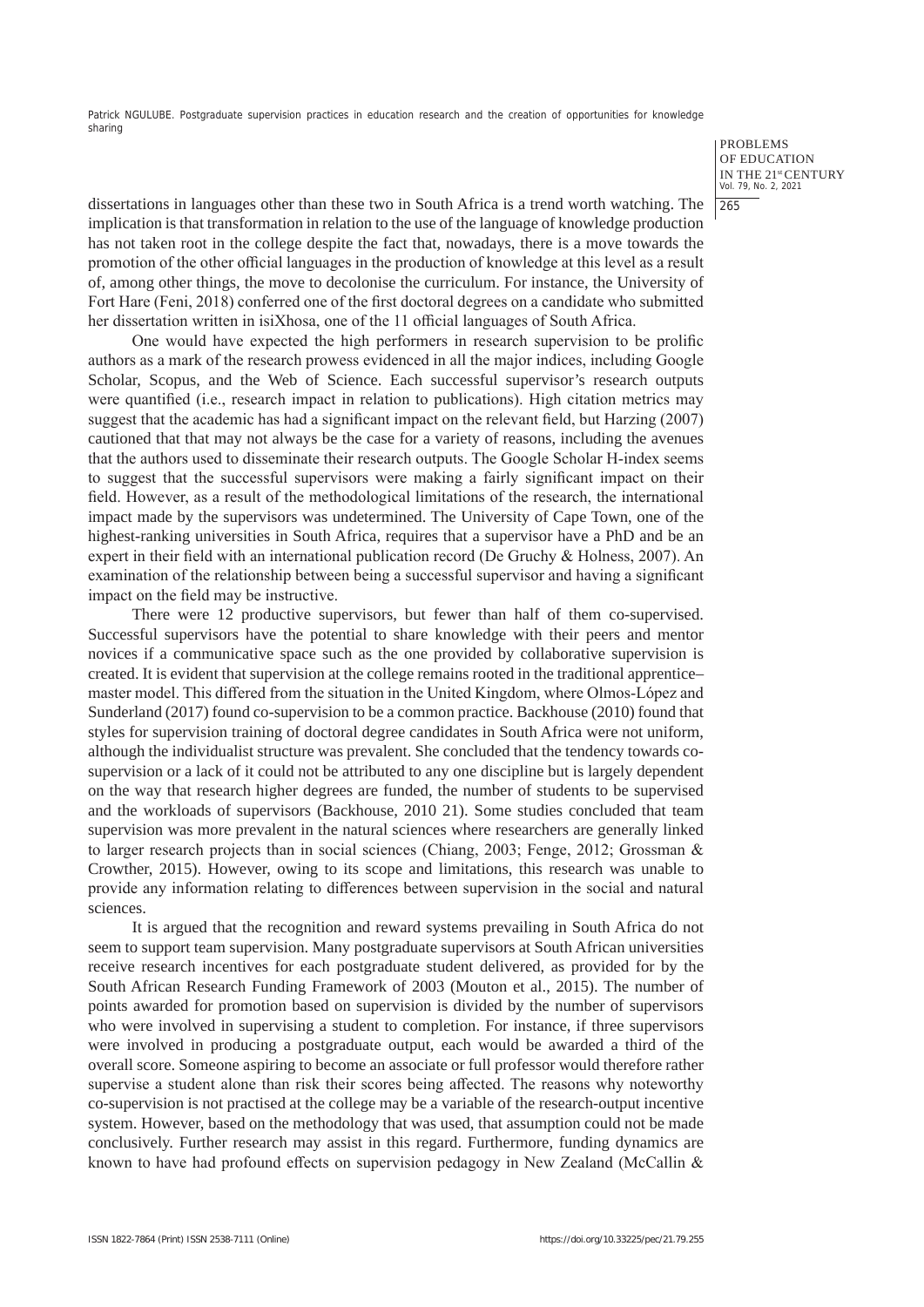dissertations in languages other than these two in South Africa is a trend worth watching. The implication is that transformation in relation to the use of the language of knowledge production has not taken root in the college despite the fact that, nowadays, there is a move towards the promotion of the other official languages in the production of knowledge at this level as a result of, among other things, the move to decolonise the curriculum. For instance, the University of Fort Hare (Feni, 2018) conferred one of the first doctoral degrees on a candidate who submitted her dissertation written in isiXhosa, one of the 11 official languages of South Africa.

One would have expected the high performers in research supervision to be prolific authors as a mark of the research prowess evidenced in all the major indices, including Google Scholar, Scopus, and the Web of Science. Each successful supervisor's research outputs were quantified (i.e., research impact in relation to publications). High citation metrics may suggest that the academic has had a significant impact on the relevant field, but Harzing (2007) cautioned that that may not always be the case for a variety of reasons, including the avenues that the authors used to disseminate their research outputs. The Google Scholar H-index seems to suggest that the successful supervisors were making a fairly significant impact on their field. However, as a result of the methodological limitations of the research, the international impact made by the supervisors was undetermined. The University of Cape Town, one of the highest-ranking universities in South Africa, requires that a supervisor have a PhD and be an expert in their field with an international publication record (De Gruchy & Holness, 2007). An examination of the relationship between being a successful supervisor and having a significant impact on the field may be instructive.

There were 12 productive supervisors, but fewer than half of them co-supervised. Successful supervisors have the potential to share knowledge with their peers and mentor novices if a communicative space such as the one provided by collaborative supervision is created. It is evident that supervision at the college remains rooted in the traditional apprentice–master model. This differed from the situation in the United Kingdom, where Olmos-López and Sunderland (2017) found co-supervision to be a common practice. Backhouse (2010) found that styles for supervision training of doctoral degree candidates in South Africa were not uniform, although the individualist structure was prevalent. She concluded that the tendency towards co-supervision or a lack of it could not be attributed to any one discipline but is largely dependent on the way that research higher degrees are funded, the number of students to be supervised and the workloads of supervisors (Backhouse, 2010 21). Some studies concluded that team supervision was more prevalent in the natural sciences where researchers are generally linked to larger research projects than in social sciences (Chiang, 2003; Fenge, 2012; Grossman & Crowther, 2015). However, owing to its scope and limitations, this research was unable to provide any information relating to differences between supervision in the social and natural sciences.

It is argued that the recognition and reward systems prevailing in South Africa do not seem to support team supervision. Many postgraduate supervisors at South African universities receive research incentives for each postgraduate student delivered, as provided for by the South African Research Funding Framework of 2003 (Mouton et al., 2015). The number of points awarded for promotion based on supervision is divided by the number of supervisors who were involved in supervising a student to completion. For instance, if three supervisors were involved in producing a postgraduate output, each would be awarded a third of the overall score. Someone aspiring to become an associate or full professor would therefore rather supervise a student alone than risk their scores being affected. The reasons why noteworthy co-supervision is not practised at the college may be a variable of the research-output incentive system. However, based on the methodology that was used, that assumption could not be made conclusively. Further research may assist in this regard. Furthermore, funding dynamics are known to have had profound effects on supervision pedagogy in New Zealand (McCallin &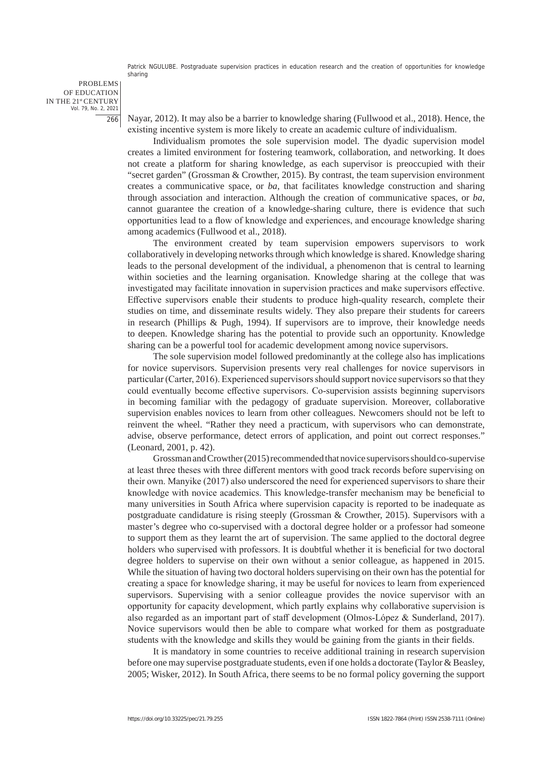Nayar, 2012). It may also be a barrier to knowledge sharing (Fullwood et al., 2018). Hence, the existing incentive system is more likely to create an academic culture of individualism.

Individualism promotes the sole supervision model. The dyadic supervision model creates a limited environment for fostering teamwork, collaboration, and networking. It does not create a platform for sharing knowledge, as each supervisor is preoccupied with their "secret garden" (Grossman & Crowther, 2015). By contrast, the team supervision environment creates a communicative space, or *ba*, that facilitates knowledge construction and sharing through association and interaction. Although the creation of communicative spaces, or *ba*, cannot guarantee the creation of a knowledge-sharing culture, there is evidence that such opportunities lead to a flow of knowledge and experiences, and encourage knowledge sharing among academics (Fullwood et al., 2018).

The environment created by team supervision empowers supervisors to work collaboratively in developing networks through which knowledge is shared. Knowledge sharing leads to the personal development of the individual, a phenomenon that is central to learning within societies and the learning organisation. Knowledge sharing at the college that was investigated may facilitate innovation in supervision practices and make supervisors effective. Effective supervisors enable their students to produce high-quality research, complete their studies on time, and disseminate results widely. They also prepare their students for careers in research (Phillips & Pugh, 1994). If supervisors are to improve, their knowledge needs to deepen. Knowledge sharing has the potential to provide such an opportunity. Knowledge sharing can be a powerful tool for academic development among novice supervisors.

The sole supervision model followed predominantly at the college also has implications for novice supervisors. Supervision presents very real challenges for novice supervisors in particular (Carter, 2016). Experienced supervisors should support novice supervisors so that they could eventually become effective supervisors. Co-supervision assists beginning supervisors in becoming familiar with the pedagogy of graduate supervision. Moreover, collaborative supervision enables novices to learn from other colleagues. Newcomers should not be left to reinvent the wheel. "Rather they need a practicum, with supervisors who can demonstrate, advise, observe performance, detect errors of application, and point out correct responses." (Leonard, 2001, p. 42).

Grossman and Crowther (2015) recommended that novice supervisors should co-supervise at least three theses with three different mentors with good track records before supervising on their own. Manyike (2017) also underscored the need for experienced supervisors to share their knowledge with novice academics. This knowledge-transfer mechanism may be beneficial to many universities in South Africa where supervision capacity is reported to be inadequate as postgraduate candidature is rising steeply (Grossman & Crowther, 2015). Supervisors with a master's degree who co-supervised with a doctoral degree holder or a professor had someone to support them as they learnt the art of supervision. The same applied to the doctoral degree holders who supervised with professors. It is doubtful whether it is beneficial for two doctoral degree holders to supervise on their own without a senior colleague, as happened in 2015. While the situation of having two doctoral holders supervising on their own has the potential for creating a space for knowledge sharing, it may be useful for novices to learn from experienced supervisors. Supervising with a senior colleague provides the novice supervisor with an opportunity for capacity development, which partly explains why collaborative supervision is also regarded as an important part of staff development (Olmos-López & Sunderland, 2017). Novice supervisors would then be able to compare what worked for them as postgraduate students with the knowledge and skills they would be gaining from the giants in their fields.

It is mandatory in some countries to receive additional training in research supervision before one may supervise postgraduate students, even if one holds a doctorate (Taylor & Beasley, 2005; Wisker, 2012). In South Africa, there seems to be no formal policy governing the support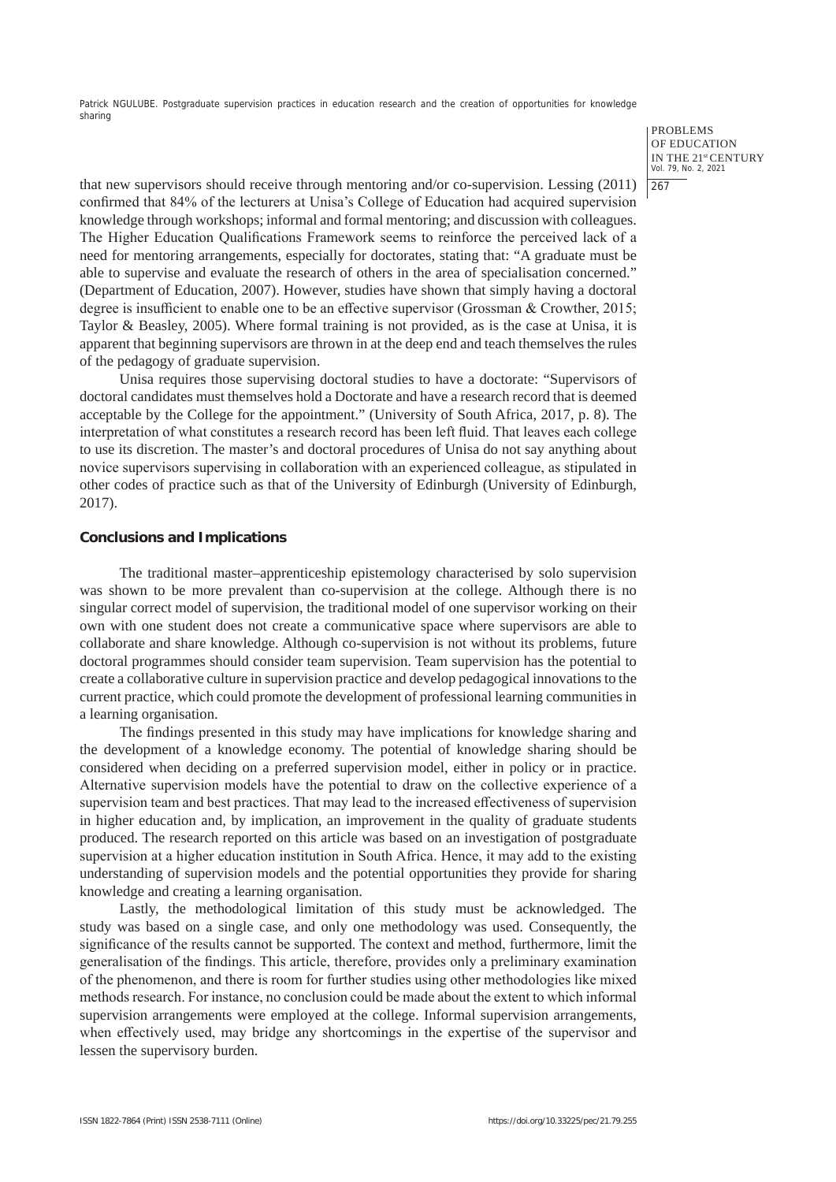that new supervisors should receive through mentoring and/or co-supervision. Lessing (2011) confirmed that 84% of the lecturers at Unisa's College of Education had acquired supervision knowledge through workshops; informal and formal mentoring; and discussion with colleagues. The Higher Education Qualifications Framework seems to reinforce the perceived lack of a need for mentoring arrangements, especially for doctorates, stating that: "A graduate must be able to supervise and evaluate the research of others in the area of specialisation concerned." (Department of Education, 2007). However, studies have shown that simply having a doctoral degree is insufficient to enable one to be an effective supervisor (Grossman & Crowther, 2015; Taylor & Beasley, 2005). Where formal training is not provided, as is the case at Unisa, it is apparent that beginning supervisors are thrown in at the deep end and teach themselves the rules of the pedagogy of graduate supervision.

Unisa requires those supervising doctoral studies to have a doctorate: "Supervisors of doctoral candidates must themselves hold a Doctorate and have a research record that is deemed acceptable by the College for the appointment." (University of South Africa, 2017, p. 8). The interpretation of what constitutes a research record has been left fluid. That leaves each college to use its discretion. The master's and doctoral procedures of Unisa do not say anything about novice supervisors supervising in collaboration with an experienced colleague, as stipulated in other codes of practice such as that of the University of Edinburgh (University of Edinburgh, 2017).

## Conclusions and Implications

The traditional master–apprenticeship epistemology characterised by solo supervision was shown to be more prevalent than co-supervision at the college. Although there is no singular correct model of supervision, the traditional model of one supervisor working on their own with one student does not create a communicative space where supervisors are able to collaborate and share knowledge. Although co-supervision is not without its problems, future doctoral programmes should consider team supervision. Team supervision has the potential to create a collaborative culture in supervision practice and develop pedagogical innovations to the current practice, which could promote the development of professional learning communities in a learning organisation.

The findings presented in this study may have implications for knowledge sharing and the development of a knowledge economy. The potential of knowledge sharing should be considered when deciding on a preferred supervision model, either in policy or in practice. Alternative supervision models have the potential to draw on the collective experience of a supervision team and best practices. That may lead to the increased effectiveness of supervision in higher education and, by implication, an improvement in the quality of graduate students produced. The research reported on this article was based on an investigation of postgraduate supervision at a higher education institution in South Africa. Hence, it may add to the existing understanding of supervision models and the potential opportunities they provide for sharing knowledge and creating a learning organisation.

Lastly, the methodological limitation of this study must be acknowledged. The study was based on a single case, and only one methodology was used. Consequently, the significance of the results cannot be supported. The context and method, furthermore, limit the generalisation of the findings. This article, therefore, provides only a preliminary examination of the phenomenon, and there is room for further studies using other methodologies like mixed methods research. For instance, no conclusion could be made about the extent to which informal supervision arrangements were employed at the college. Informal supervision arrangements, when effectively used, may bridge any shortcomings in the expertise of the supervisor and lessen the supervisory burden.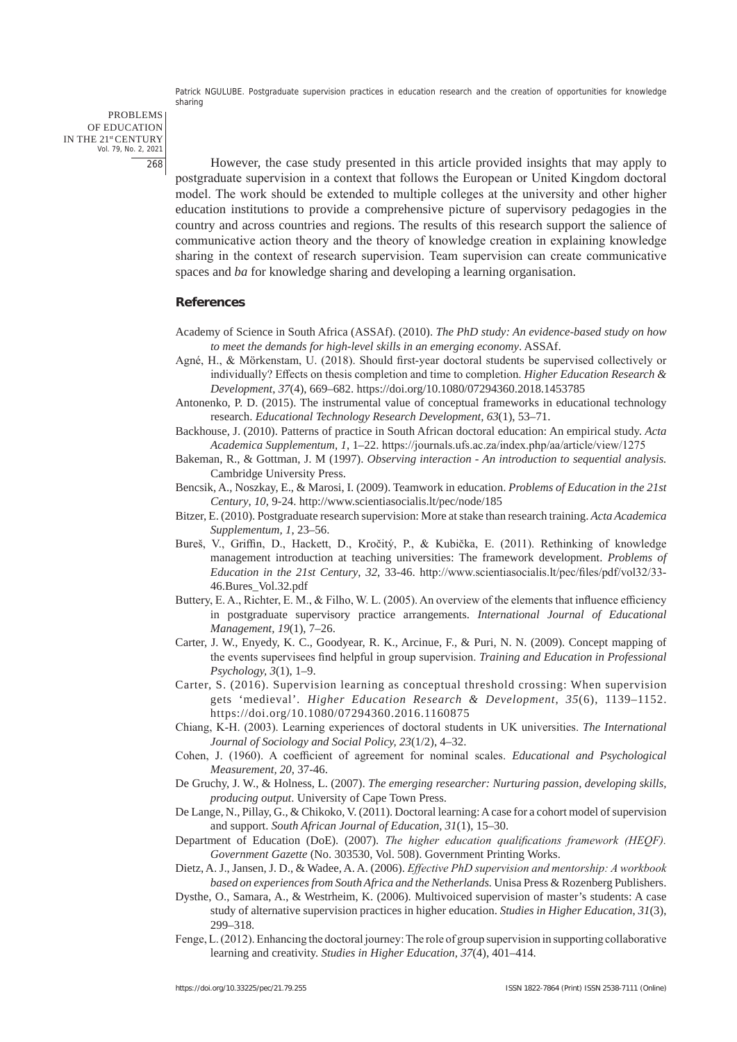However, the case study presented in this article provided insights that may apply to postgraduate supervision in a context that follows the European or United Kingdom doctoral model. The work should be extended to multiple colleges at the university and other higher education institutions to provide a comprehensive picture of supervisory pedagogies in the country and across countries and regions. The results of this research support the salience of communicative action theory and the theory of knowledge creation in explaining knowledge sharing in the context of research supervision. Team supervision can create communicative spaces and *ba* for knowledge sharing and developing a learning organisation.

## References

Academy of Science in South Africa (ASSAf). (2010). *The PhD study: An evidence-based study on how to meet the demands for high-level skills in an emerging economy*. ASSAf.

Agné, H., & Mörkenstam, U. (2018). Should first-year doctoral students be supervised collectively or individually? Effects on thesis completion and time to completion. *Higher Education Research & Development*, *37*(4), 669–682. https://doi.org/10.1080/07294360.2018.1453785

Antonenko, P. D. (2015). The instrumental value of conceptual frameworks in educational technology research. *Educational Technology Research Development, 63*(1), 53–71.

Backhouse, J. (2010). Patterns of practice in South African doctoral education: An empirical study. *Acta Academica Supplementum, 1*, 1–22. https://journals.ufs.ac.za/index.php/aa/article/view/1275

Bakeman, R., & Gottman, J. M (1997). *Observing interaction - An introduction to sequential analysis.* Cambridge University Press.

Bencsik, A., Noszkay, E., & Marosi, I. (2009). Teamwork in education. *Problems of Education in the 21st Century, 10*, 9-24. http://www.scientiasocialis.lt/pec/node/185

Bitzer, E. (2010). Postgraduate research supervision: More at stake than research training. *Acta Academica Supplementum, 1*, 23–56.

Bureš, V., Griffin, D., Hackett, D., Kročitý, P., & Kubička, E. (2011). Rethinking of knowledge management introduction at teaching universities: The framework development. *Problems of Education in the 21st Century*, *32*, 33-46. http://www.scientiasocialis.lt/pec/files/pdf/vol32/33-46.Bures_Vol.32.pdf

Buttery, E. A., Richter, E. M., & Filho, W. L. (2005). An overview of the elements that influence efficiency in postgraduate supervisory practice arrangements. *International Journal of Educational Management*, *19*(1), 7–26.

Carter, J. W., Enyedy, K. C., Goodyear, R. K., Arcinue, F., & Puri, N. N. (2009). Concept mapping of the events supervisees find helpful in group supervision. *Training and Education in Professional Psychology, 3*(1), 1–9.

Carter, S. (2016). Supervision learning as conceptual threshold crossing: When supervision gets 'medieval'. *Higher Education Research & Development*, *35*(6), 1139–1152. https://doi.org/10.1080/07294360.2016.1160875

Chiang, K-H. (2003). Learning experiences of doctoral students in UK universities. *The International Journal of Sociology and Social Policy, 23*(1/2), 4–32.

Cohen, J. (1960). A coefficient of agreement for nominal scales. *Educational and Psychological Measurement, 20*, 37-46.

De Gruchy, J. W., & Holness, L. (2007). *The emerging researcher: Nurturing passion, developing skills, producing output*. University of Cape Town Press.

De Lange, N., Pillay, G., & Chikoko, V. (2011). Doctoral learning: A case for a cohort model of supervision and support. *South African Journal of Education*, *31*(1), 15–30.

Department of Education (DoE). (2007). *The higher education qualifications framework (HEQF). Government Gazette* (No. 303530, Vol. 508). Government Printing Works.

Dietz, A. J., Jansen, J. D., & Wadee, A. A. (2006). *Effective PhD supervision and mentorship: A workbook based on experiences from South Africa and the Netherlands.* Unisa Press & Rozenberg Publishers.

Dysthe, O., Samara, A., & Westrheim, K. (2006). Multivoiced supervision of master's students: A case study of alternative supervision practices in higher education. *Studies in Higher Education*, *31*(3), 299–318.

Fenge, L. (2012). Enhancing the doctoral journey: The role of group supervision in supporting collaborative learning and creativity. *Studies in Higher Education, 37*(4), 401–414.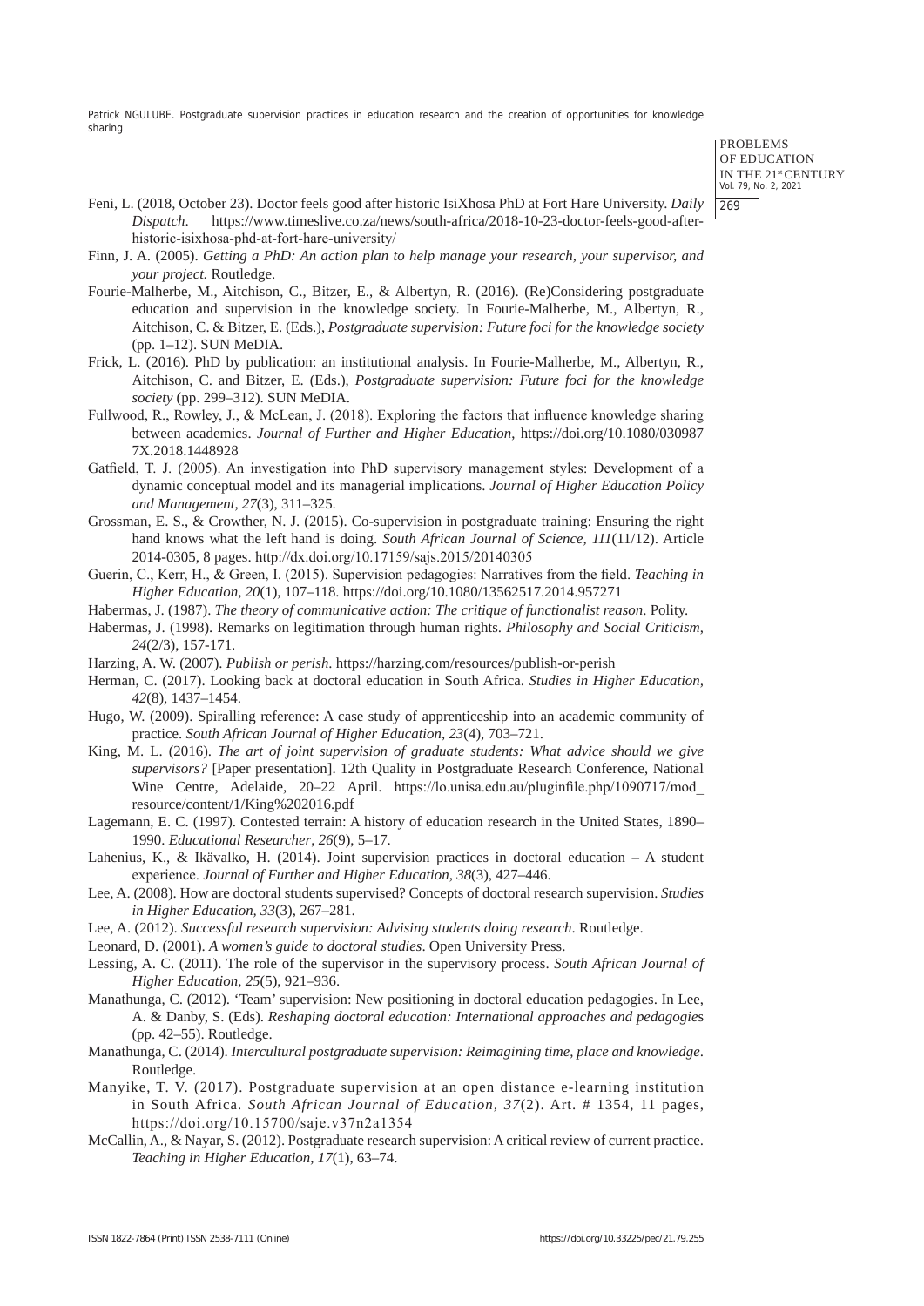Feni, L. (2018, October 23). Doctor feels good after historic IsiXhosa PhD at Fort Hare University. *Daily Dispatch*. https://www.timeslive.co.za/news/south-africa/2018-10-23-doctor-feels-good-after-historic-isixhosa-phd-at-fort-hare-university/

Finn, J. A. (2005). *Getting a PhD: An action plan to help manage your research, your supervisor, and your project.* Routledge.

Fourie-Malherbe, M., Aitchison, C., Bitzer, E., & Albertyn, R. (2016). (Re)Considering postgraduate education and supervision in the knowledge society. In Fourie-Malherbe, M., Albertyn, R., Aitchison, C. & Bitzer, E. (Eds.), *Postgraduate supervision: Future foci for the knowledge society* (pp. 1–12). SUN MeDIA.

Frick, L. (2016). PhD by publication: an institutional analysis. In Fourie-Malherbe, M., Albertyn, R., Aitchison, C. and Bitzer, E. (Eds.), *Postgraduate supervision: Future foci for the knowledge society* (pp. 299–312). SUN MeDIA.

Fullwood, R., Rowley, J., & McLean, J. (2018). Exploring the factors that influence knowledge sharing between academics. *Journal of Further and Higher Education*, https://doi.org/10.1080/0309877X.2018.1448928

Gatfield, T. J. (2005). An investigation into PhD supervisory management styles: Development of a dynamic conceptual model and its managerial implications. *Journal of Higher Education Policy and Management, 27*(3), 311–325.

Grossman, E. S., & Crowther, N. J. (2015). Co-supervision in postgraduate training: Ensuring the right hand knows what the left hand is doing. *South African Journal of Science, 111*(11/12). Article 2014-0305, 8 pages. http://dx.doi.org/10.17159/sajs.2015/20140305

Guerin, C., Kerr, H., & Green, I. (2015). Supervision pedagogies: Narratives from the field. *Teaching in Higher Education, 20*(1), 107–118. https://doi.org/10.1080/13562517.2014.957271

Habermas, J. (1987). *The theory of communicative action: The critique of functionalist reason*. Polity.

Habermas, J. (1998). Remarks on legitimation through human rights. *Philosophy and Social Criticism*, *24*(2/3), 157-171.

Harzing, A. W. (2007). *Publish or perish*. https://harzing.com/resources/publish-or-perish

Herman, C. (2017). Looking back at doctoral education in South Africa. *Studies in Higher Education, 42*(8), 1437–1454.

Hugo, W. (2009). Spiralling reference: A case study of apprenticeship into an academic community of practice. *South African Journal of Higher Education*, *23*(4), 703–721.

King, M. L. (2016). *The art of joint supervision of graduate students: What advice should we give supervisors?* [Paper presentation]. 12th Quality in Postgraduate Research Conference, National Wine Centre, Adelaide, 20–22 April. https://lo.unisa.edu.au/pluginfile.php/1090717/mod_resource/content/1/King%202016.pdf

Lagemann, E. C. (1997). Contested terrain: A history of education research in the United States, 1890–1990. *Educational Researcher*, *26*(9), 5–17.

Lahenius, K., & Ikävalko, H. (2014). Joint supervision practices in doctoral education – A student experience. *Journal of Further and Higher Education, 38*(3), 427–446.

Lee, A. (2008). How are doctoral students supervised? Concepts of doctoral research supervision. *Studies in Higher Education, 33*(3), 267–281.

Lee, A. (2012). *Successful research supervision: Advising students doing research*. Routledge.

Leonard, D. (2001). *A women's guide to doctoral studies*. Open University Press.

Lessing, A. C. (2011). The role of the supervisor in the supervisory process. *South African Journal of Higher Education*, *25*(5), 921–936.

Manathunga, C. (2012). 'Team' supervision: New positioning in doctoral education pedagogies. In Lee, A. & Danby, S. (Eds). *Reshaping doctoral education: International approaches and pedagogies* (pp. 42–55). Routledge.

Manathunga, C. (2014). *Intercultural postgraduate supervision: Reimagining time, place and knowledge*. Routledge.

Manyike, T. V. (2017). Postgraduate supervision at an open distance e-learning institution in South Africa. *South African Journal of Education, 37*(2). Art. # 1354, 11 pages, https://doi.org/10.15700/saje.v37n2a1354

McCallin, A., & Nayar, S. (2012). Postgraduate research supervision: A critical review of current practice. *Teaching in Higher Education, 17*(1), 63–74.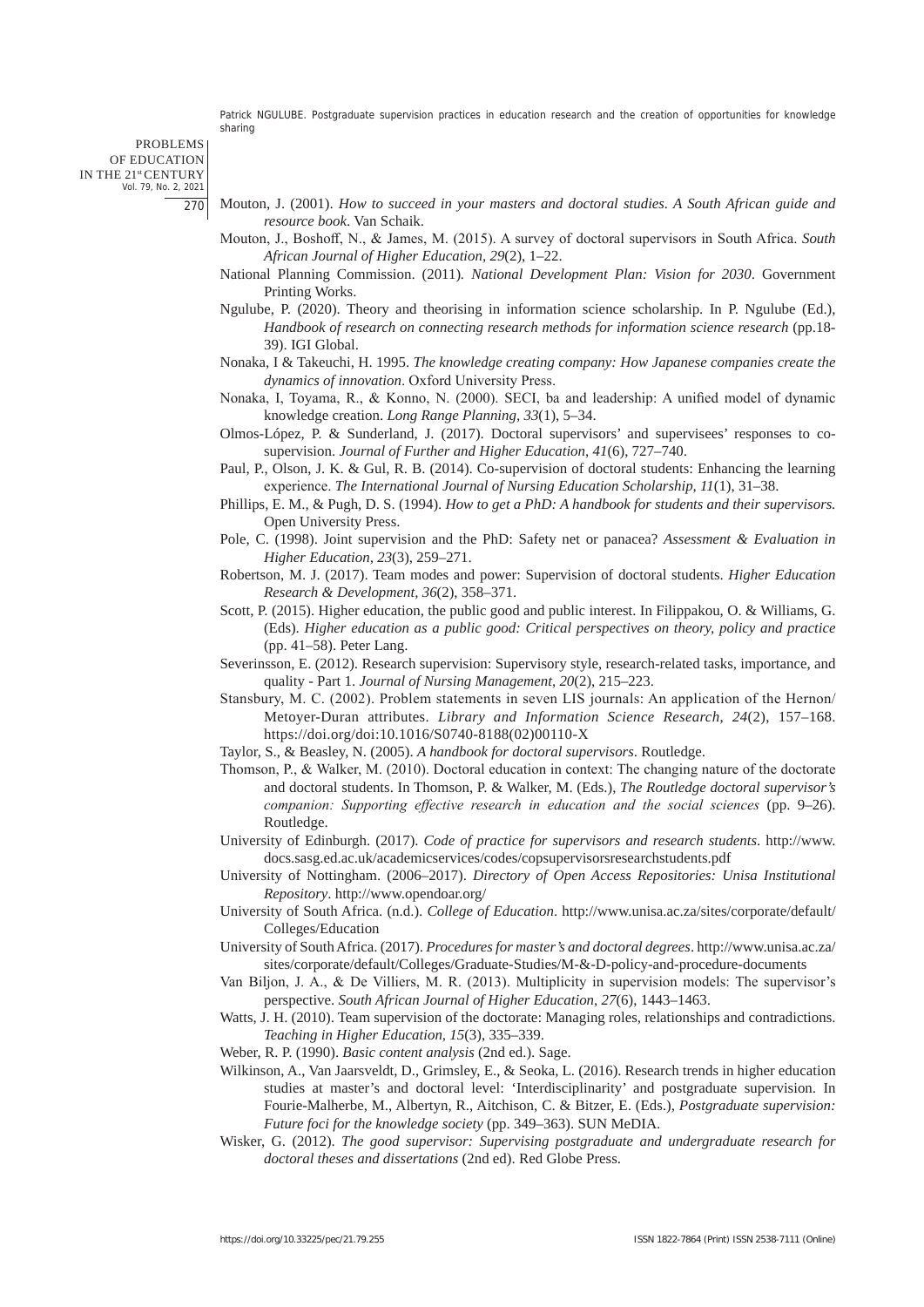Mouton, J. (2001). *How to succeed in your masters and doctoral studies. A South African guide and resource book*. Van Schaik.

Mouton, J., Boshoff, N., & James, M. (2015). A survey of doctoral supervisors in South Africa. *South African Journal of Higher Education, 29*(2), 1–22.

National Planning Commission. (2011). *National Development Plan: Vision for 2030*. Government Printing Works.

Ngulube, P. (2020). Theory and theorising in information science scholarship. In P. Ngulube (Ed.), *Handbook of research on connecting research methods for information science research* (pp.18-39). IGI Global.

Nonaka, I & Takeuchi, H. 1995. *The knowledge creating company: How Japanese companies create the dynamics of innovation*. Oxford University Press.

Nonaka, I, Toyama, R., & Konno, N. (2000). SECI, ba and leadership: A unified model of dynamic knowledge creation. *Long Range Planning, 33*(1), 5–34.

Olmos-López, P. & Sunderland, J. (2017). Doctoral supervisors' and supervisees' responses to co-supervision. *Journal of Further and Higher Education, 41*(6), 727–740.

Paul, P., Olson, J. K. & Gul, R. B. (2014). Co-supervision of doctoral students: Enhancing the learning experience. *The International Journal of Nursing Education Scholarship, 11*(1), 31–38.

Phillips, E. M., & Pugh, D. S. (1994). *How to get a PhD: A handbook for students and their supervisors.* Open University Press.

Pole, C. (1998). Joint supervision and the PhD: Safety net or panacea? *Assessment & Evaluation in Higher Education, 23*(3), 259–271.

Robertson, M. J. (2017). Team modes and power: Supervision of doctoral students. *Higher Education Research & Development, 36*(2), 358–371.

Scott, P. (2015). Higher education, the public good and public interest. In Filippakou, O. & Williams, G. (Eds). *Higher education as a public good: Critical perspectives on theory, policy and practice* (pp. 41–58). Peter Lang.

Severinsson, E. (2012). Research supervision: Supervisory style, research-related tasks, importance, and quality - Part 1. *Journal of Nursing Management*, *20*(2), 215–223.

Stansbury, M. C. (2002). Problem statements in seven LIS journals: An application of the Hernon/Metoyer-Duran attributes. *Library and Information Science Research*, *24*(2), 157–168. https://doi.org/doi:10.1016/S0740-8188(02)00110-X

Taylor, S., & Beasley, N. (2005). *A handbook for doctoral supervisors*. Routledge.

Thomson, P., & Walker, M. (2010). Doctoral education in context: The changing nature of the doctorate and doctoral students. In Thomson, P. & Walker, M. (Eds.), *The Routledge doctoral supervisor's companion: Supporting effective research in education and the social sciences* (pp. 9–26). Routledge.

University of Edinburgh. (2017). *Code of practice for supervisors and research students*. http://www.docs.sasg.ed.ac.uk/academicservices/codes/copsupervisorsresearchstudents.pdf

University of Nottingham. (2006–2017). *Directory of Open Access Repositories: Unisa Institutional Repository*. http://www.opendoar.org/

University of South Africa. (n.d.). *College of Education*. http://www.unisa.ac.za/sites/corporate/default/Colleges/Education

University of South Africa. (2017). *Procedures for master's and doctoral degrees*. http://www.unisa.ac.za/sites/corporate/default/Colleges/Graduate-Studies/M-&-D-policy-and-procedure-documents

Van Biljon, J. A., & De Villiers, M. R. (2013). Multiplicity in supervision models: The supervisor's perspective. *South African Journal of Higher Education, 27*(6), 1443–1463.

Watts, J. H. (2010). Team supervision of the doctorate: Managing roles, relationships and contradictions. *Teaching in Higher Education, 15*(3), 335–339.

Weber, R. P. (1990). *Basic content analysis* (2nd ed.). Sage.

Wilkinson, A., Van Jaarsveldt, D., Grimsley, E., & Seoka, L. (2016). Research trends in higher education studies at master's and doctoral level: 'Interdisciplinarity' and postgraduate supervision. In Fourie-Malherbe, M., Albertyn, R., Aitchison, C. & Bitzer, E. (Eds.), *Postgraduate supervision: Future foci for the knowledge society* (pp. 349–363). SUN MeDIA.

Wisker, G. (2012). *The good supervisor: Supervising postgraduate and undergraduate research for doctoral theses and dissertations* (2nd ed). Red Globe Press.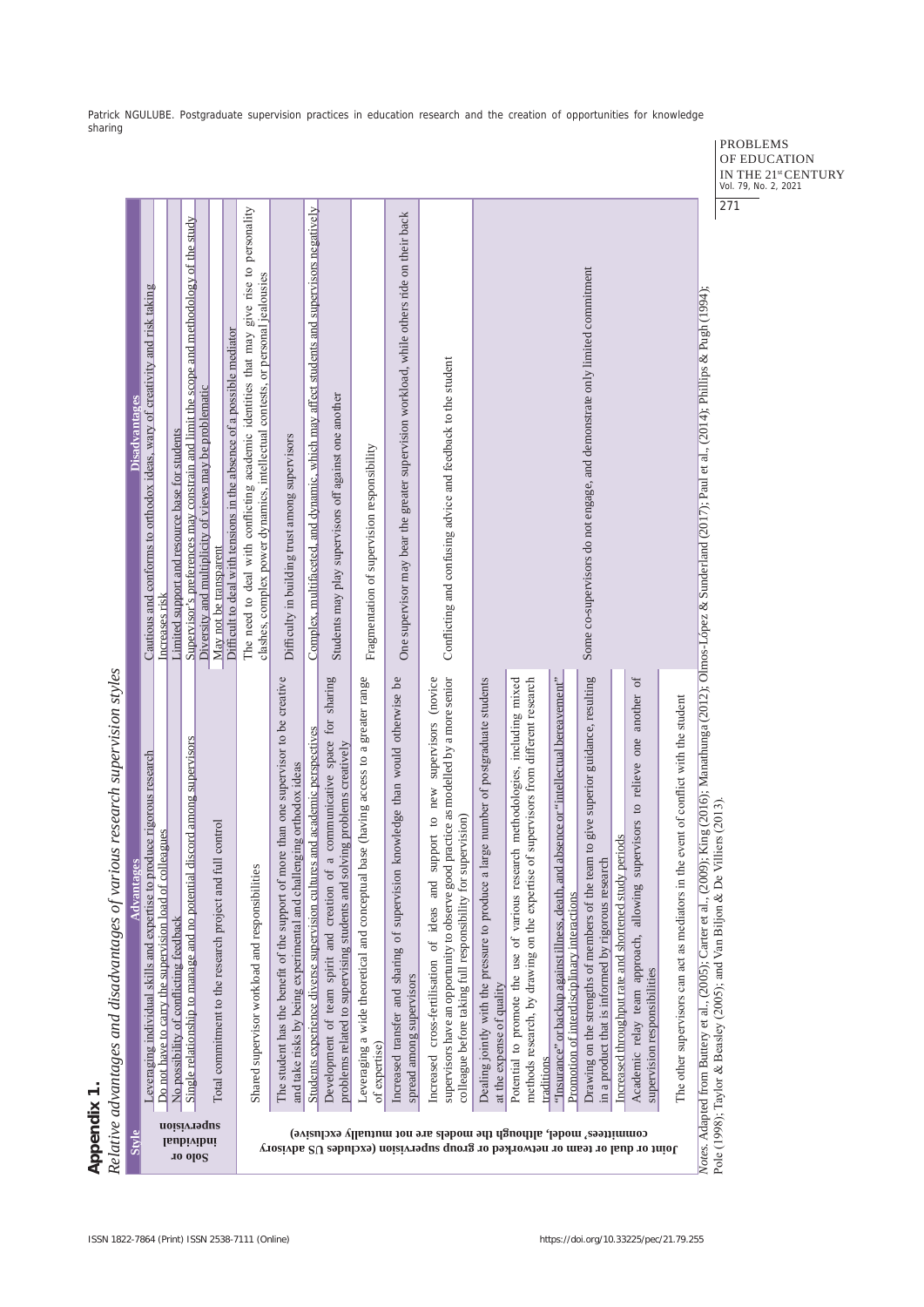## Appendix 1.

*Relative advantages and disadvantages of various research supervision styles*

| Style | Advantages | Disadvantages |
|---|---|---|
| Solo or individual supervision | Leveraging individual skills and expertise to produce rigorous research | Cautious and conforms to orthodox ideas, wary of creativity and risk taking |
| | Do not have to carry the supervision load of colleagues | Increases risk |
| | No possibility of conflicting feedback | Limited support and resource base for students |
| | Single relationship to manage and no potential discord among supervisors | Supervisor's preferences may constrain and limit the scope and methodology of the study |
| | Total commitment to the research project and full control | Diversity and multiplicity of views may be problematic |
| | | May not be transparent |
| | | Difficult to deal with tensions in the absence of a possible mediator |
| Joint or dual or team or networked or group supervision (excludes US advisory committees' model, although the models are not mutually exclusive) | Shared supervisor workload and responsibilities | The need to deal with conflicting academic identities that may give rise to personality clashes, complex power dynamics, intellectual contests, or personal jealousies |
| | The student has the benefit of the support of more than one supervisor to be creative and take risks by being experimental and challenging orthodox ideas | Difficulty in building trust among supervisors |
| | Students experience diverse supervision cultures and academic perspectives | Complex, multifaceted, and dynamic, which may affect students and supervisors negatively |
| | Development of team spirit and creation of a communicative space for sharing problems related to supervising students and solving problems creatively | Students may play supervisors off against one another |
| | Leveraging a wide theoretical and conceptual base (having access to a greater range of expertise) | Fragmentation of supervision responsibility |
| | Increased transfer and sharing of supervision knowledge than would otherwise be spread among supervisors | One supervisor may bear the greater supervision workload, while others ride on their back |
| | Increased cross-fertilisation of ideas and support to new supervisors (novice supervisors have an opportunity to observe good practice as modelled by a more senior colleague before taking full responsibility for supervision) | Conflicting and confusing advice and feedback to the student |
| | Dealing jointly with the pressure to produce a large number of postgraduate students at the expense of quality | Some co-supervisors do not engage, and demonstrate only limited commitment |
| | Potential to promote the use of various research methodologies, including mixed methods research, by drawing on the expertise of supervisors from different research traditions | |
| | "Insurance" or backup against illness, death, and absence or "intellectual bereavement" | |
| | Promotion of interdisciplinary interactions | |
| | Drawing on the strengths of members of the team to give superior guidance, resulting in a product that is informed by rigorous research | |
| | Increased throughput rate and shortened study periods | |
| | Academic relay team approach, allowing supervisors to relieve one another of supervision responsibilities | |
| | The other supervisors can act as mediators in the event of conflict with the student | |

*Notes.* Adapted from Buttery et al., (2005); Carter et al., (2009); King (2016); Manathunga (2012); Olmos-López & Sunderland (2017); Paul et al., (2014); Phillips & Pugh (1994); Pole (1998); Taylor & Beasley (2005); and Van Biljon & De Villiers (2013).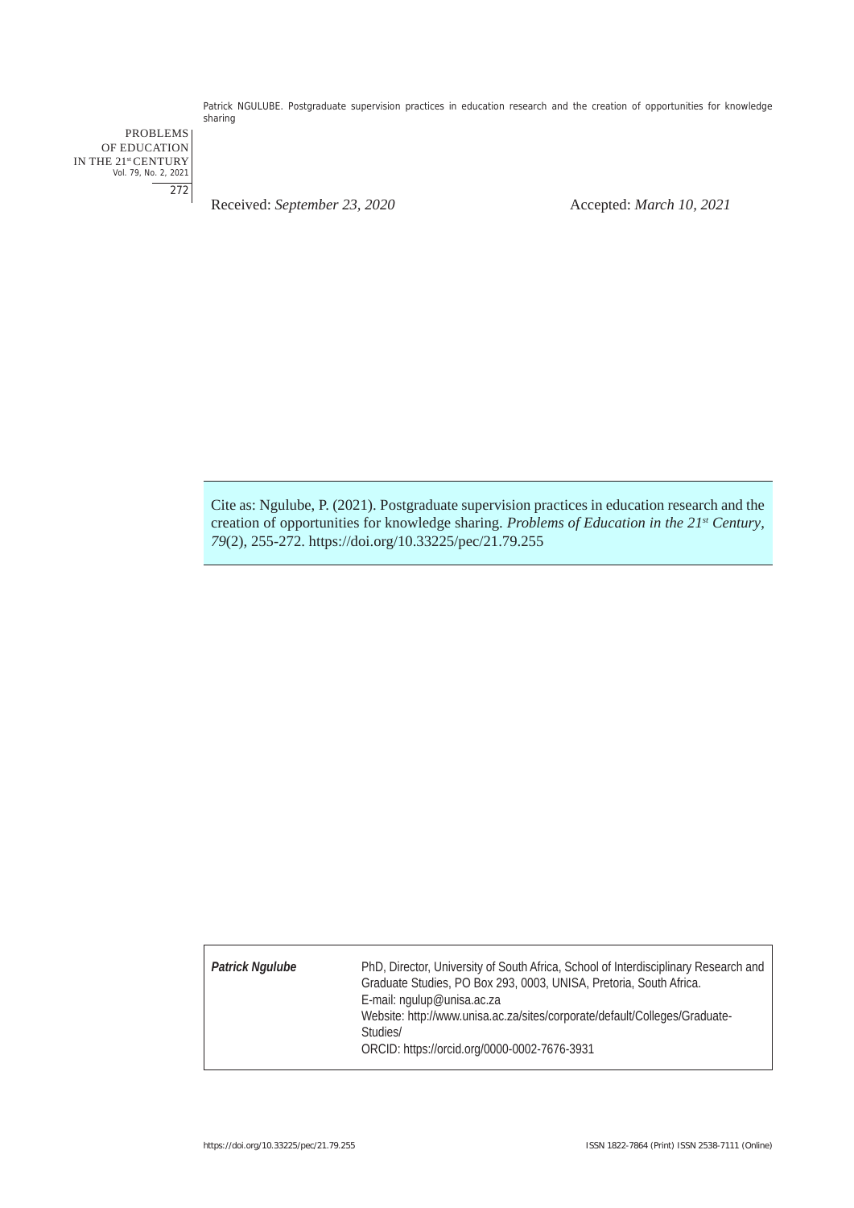Received: *September 23, 2020*

Accepted: *March 10, 2021*

Cite as: Ngulube, P. (2021). Postgraduate supervision practices in education research and the creation of opportunities for knowledge sharing. *Problems of Education in the 21st Century, 79*(2), 255-272. https://doi.org/10.33225/pec/21.79.255

| | |
|---|---|
| ***Patrick Ngulube*** | PhD, Director, University of South Africa, School of Interdisciplinary Research and Graduate Studies, PO Box 293, 0003, UNISA, Pretoria, South Africa.<br>E-mail: ngulup@unisa.ac.za<br>Website: http://www.unisa.ac.za/sites/corporate/default/Colleges/Graduate-Studies/<br>ORCID: https://orcid.org/0000-0002-7676-3931 |